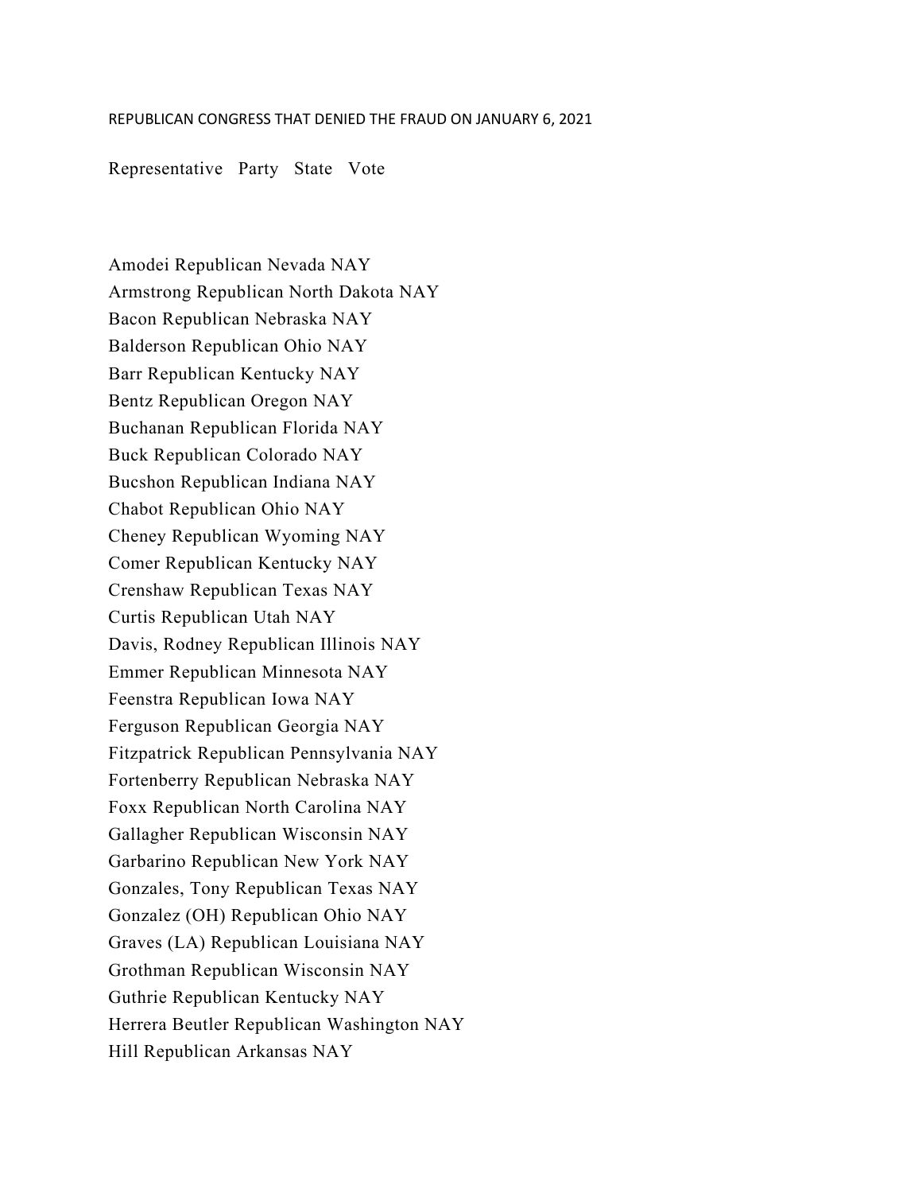REPUBLICAN CONGRESS THAT DENIED THE FRAUD ON JANUARY 6, 2021

Representative Party State Vote

Amodei Republican Nevada NAY
Armstrong Republican North Dakota NAY
Bacon Republican Nebraska NAY
Balderson Republican Ohio NAY
Barr Republican Kentucky NAY
Bentz Republican Oregon NAY
Buchanan Republican Florida NAY
Buck Republican Colorado NAY
Bucshon Republican Indiana NAY
Chabot Republican Ohio NAY
Cheney Republican Wyoming NAY
Comer Republican Kentucky NAY
Crenshaw Republican Texas NAY
Curtis Republican Utah NAY
Davis, Rodney Republican Illinois NAY
Emmer Republican Minnesota NAY
Feenstra Republican Iowa NAY
Ferguson Republican Georgia NAY
Fitzpatrick Republican Pennsylvania NAY
Fortenberry Republican Nebraska NAY
Foxx Republican North Carolina NAY
Gallagher Republican Wisconsin NAY
Garbarino Republican New York NAY
Gonzales, Tony Republican Texas NAY
Gonzalez (OH) Republican Ohio NAY
Graves (LA) Republican Louisiana NAY
Grothman Republican Wisconsin NAY
Guthrie Republican Kentucky NAY
Herrera Beutler Republican Washington NAY
Hill Republican Arkansas NAY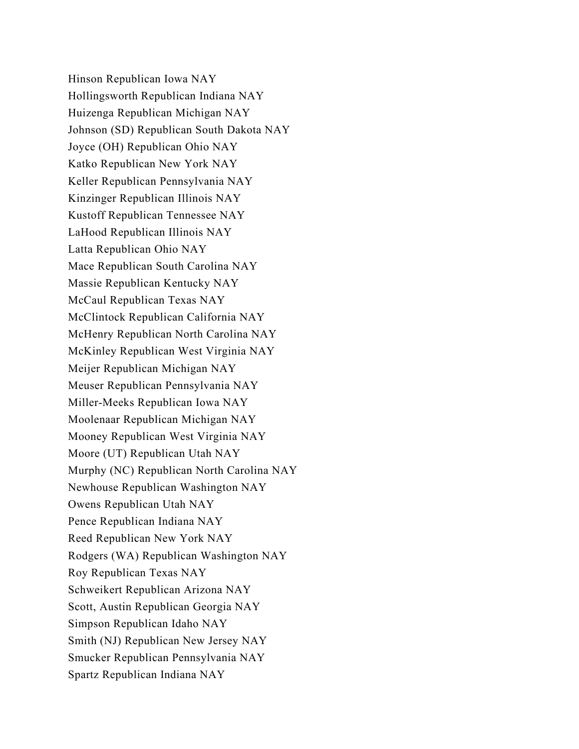Hinson Republican Iowa NAY
Hollingsworth Republican Indiana NAY
Huizenga Republican Michigan NAY
Johnson (SD) Republican South Dakota NAY
Joyce (OH) Republican Ohio NAY
Katko Republican New York NAY
Keller Republican Pennsylvania NAY
Kinzinger Republican Illinois NAY
Kustoff Republican Tennessee NAY
LaHood Republican Illinois NAY
Latta Republican Ohio NAY
Mace Republican South Carolina NAY
Massie Republican Kentucky NAY
McCaul Republican Texas NAY
McClintock Republican California NAY
McHenry Republican North Carolina NAY
McKinley Republican West Virginia NAY
Meijer Republican Michigan NAY
Meuser Republican Pennsylvania NAY
Miller-Meeks Republican Iowa NAY
Moolenaar Republican Michigan NAY
Mooney Republican West Virginia NAY
Moore (UT) Republican Utah NAY
Murphy (NC) Republican North Carolina NAY
Newhouse Republican Washington NAY
Owens Republican Utah NAY
Pence Republican Indiana NAY
Reed Republican New York NAY
Rodgers (WA) Republican Washington NAY
Roy Republican Texas NAY
Schweikert Republican Arizona NAY
Scott, Austin Republican Georgia NAY
Simpson Republican Idaho NAY
Smith (NJ) Republican New Jersey NAY
Smucker Republican Pennsylvania NAY
Spartz Republican Indiana NAY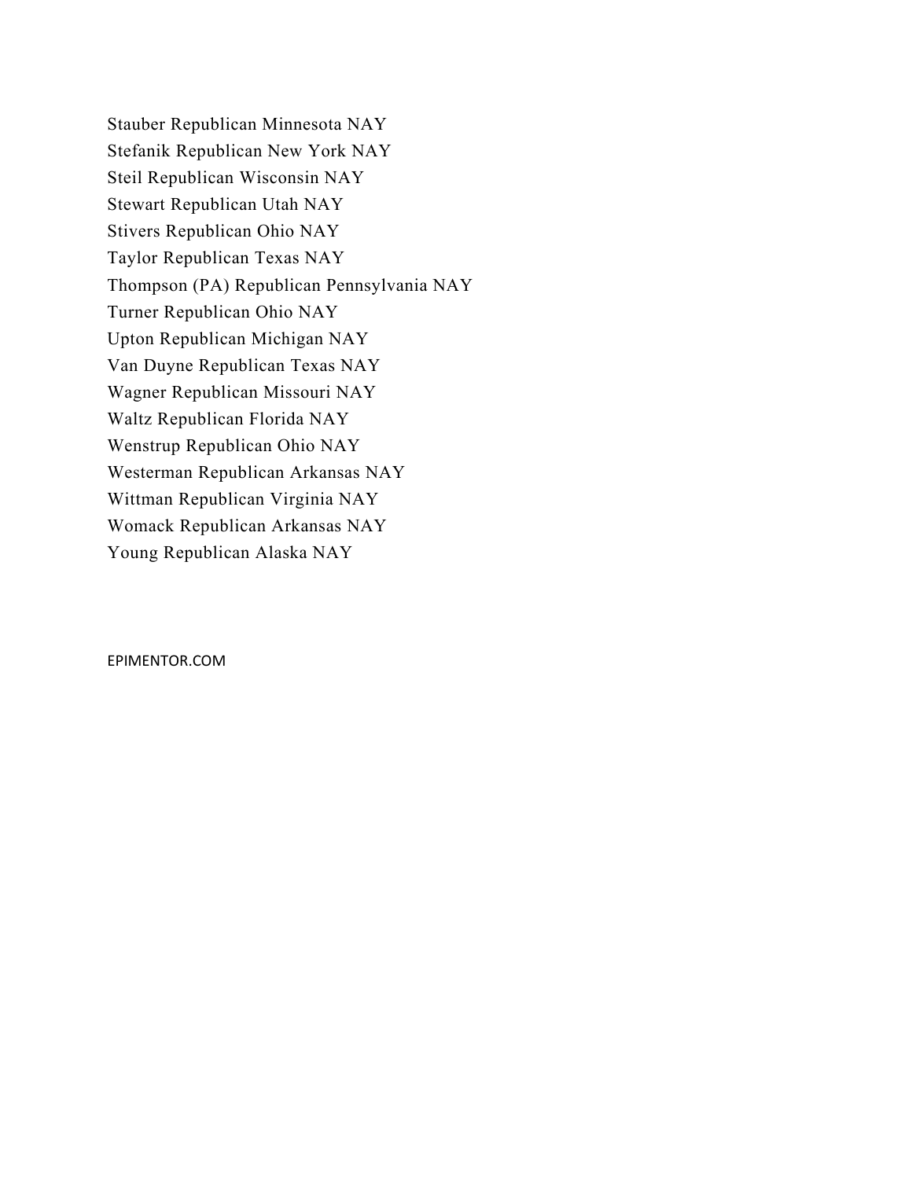Stauber Republican Minnesota NAY
Stefanik Republican New York NAY
Steil Republican Wisconsin NAY
Stewart Republican Utah NAY
Stivers Republican Ohio NAY
Taylor Republican Texas NAY
Thompson (PA) Republican Pennsylvania NAY
Turner Republican Ohio NAY
Upton Republican Michigan NAY
Van Duyne Republican Texas NAY
Wagner Republican Missouri NAY
Waltz Republican Florida NAY
Wenstrup Republican Ohio NAY
Westerman Republican Arkansas NAY
Wittman Republican Virginia NAY
Womack Republican Arkansas NAY
Young Republican Alaska NAY

EPIMENTOR.COM